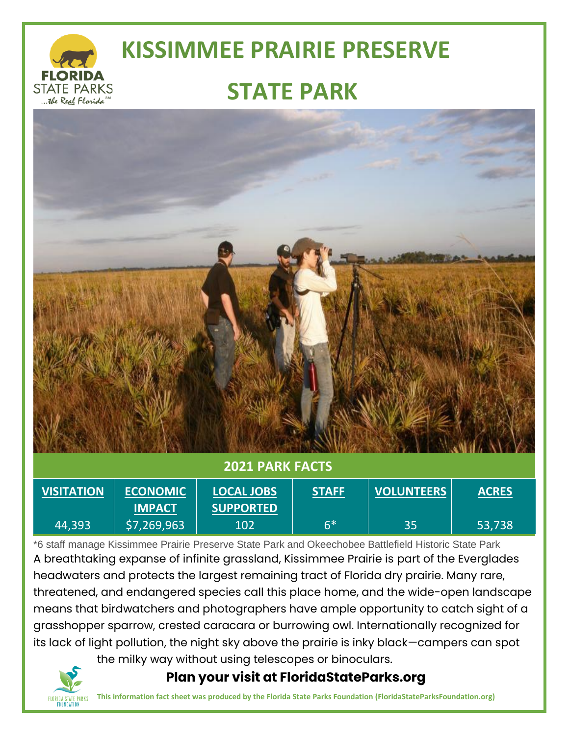# KISSIMMEE PRAIRIE PRESERVE STATE PARK

## 2021 PARK FACTS

| VISITATION | ECONOMIC IMPACT | LOCAL JOBS SUPPORTED | STAFF | VOLUNTEERS | ACRES |
|---|---|---|---|---|---|
| 44,393 | $7,269,963 | 102 | 6* | 35 | 53,738 |

*6 staff manage Kissimmee Prairie Preserve State Park and Okeechobee Battlefield Historic State Park

A breathtaking expanse of infinite grassland, Kissimmee Prairie is part of the Everglades headwaters and protects the largest remaining tract of Florida dry prairie. Many rare, threatened, and endangered species call this place home, and the wide-open landscape means that birdwatchers and photographers have ample opportunity to catch sight of a grasshopper sparrow, crested caracara or burrowing owl. Internationally recognized for its lack of light pollution, the night sky above the prairie is inky black—campers can spot the milky way without using telescopes or binoculars.

**Plan your visit at FloridaStateParks.org**

**This information fact sheet was produced by the Florida State Parks Foundation (FloridaStateParksFoundation.org)**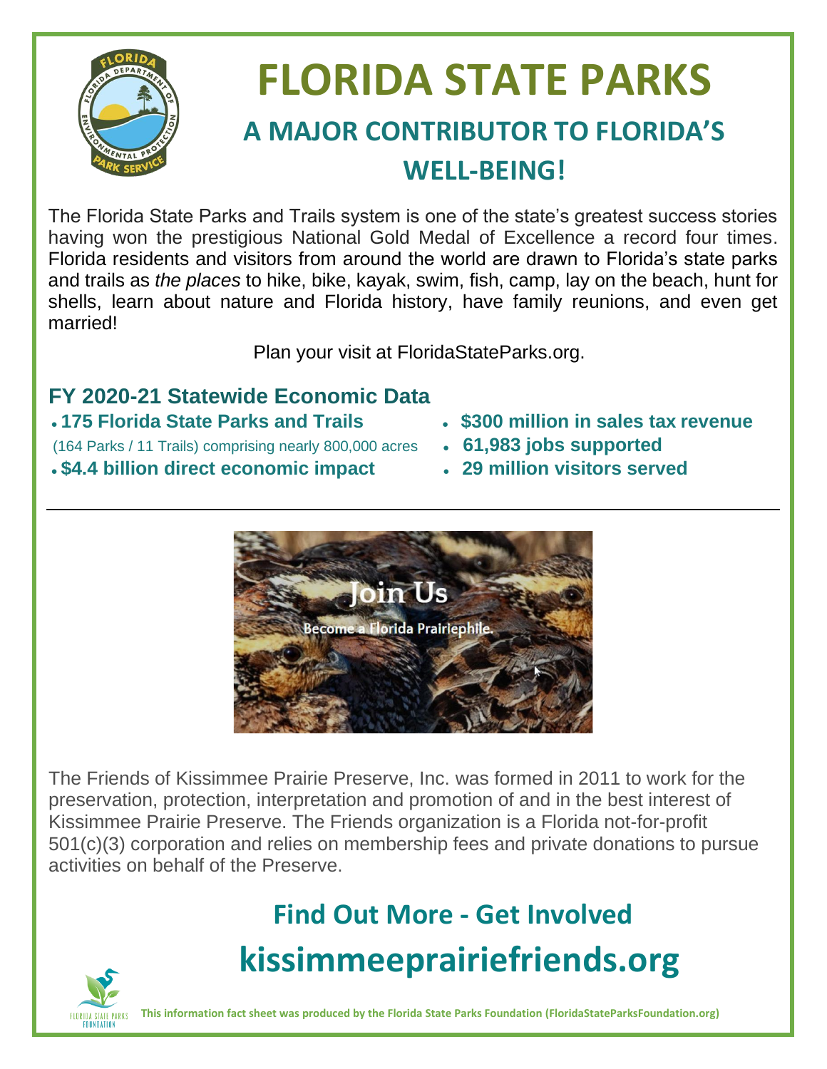# FLORIDA STATE PARKS

## A MAJOR CONTRIBUTOR TO FLORIDA'S WELL-BEING!

The Florida State Parks and Trails system is one of the state's greatest success stories having won the prestigious National Gold Medal of Excellence a record four times. Florida residents and visitors from around the world are drawn to Florida's state parks and trails as *the places* to hike, bike, kayak, swim, fish, camp, lay on the beach, hunt for shells, learn about nature and Florida history, have family reunions, and even get married!

Plan your visit at FloridaStateParks.org.

### FY 2020-21 Statewide Economic Data

- **175 Florida State Parks and Trails**
  (164 Parks / 11 Trails) comprising nearly 800,000 acres
- **$4.4 billion direct economic impact**
- **$300 million in sales tax revenue**
- **61,983 jobs supported**
- **29 million visitors served**

---

Join Us

Become a Florida Prairiephile.

The Friends of Kissimmee Prairie Preserve, Inc. was formed in 2011 to work for the preservation, protection, interpretation and promotion of and in the best interest of Kissimmee Prairie Preserve. The Friends organization is a Florida not-for-profit 501(c)(3) corporation and relies on membership fees and private donations to pursue activities on behalf of the Preserve.

## Find Out More - Get Involved

## kissimmeeprairiefriends.org

**This information fact sheet was produced by the Florida State Parks Foundation (FloridaStateParksFoundation.org)**